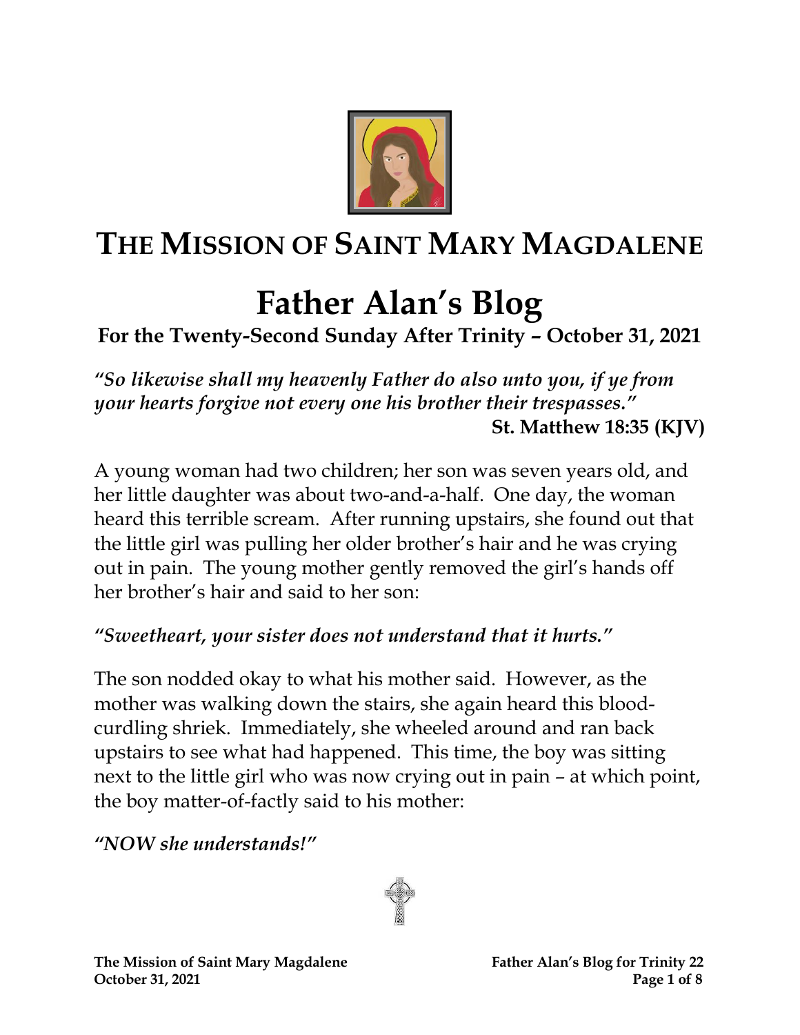# THE MISSION OF SAINT MARY MAGDALENE

# Father Alan's Blog

## For the Twenty-Second Sunday After Trinity – October 31, 2021

***"So likewise shall my heavenly Father do also unto you, if ye from your hearts forgive not every one his brother their trespasses."***
**St. Matthew 18:35 (KJV)**

A young woman had two children; her son was seven years old, and her little daughter was about two-and-a-half. One day, the woman heard this terrible scream. After running upstairs, she found out that the little girl was pulling her older brother's hair and he was crying out in pain. The young mother gently removed the girl's hands off her brother's hair and said to her son:

***"Sweetheart, your sister does not understand that it hurts."***

The son nodded okay to what his mother said. However, as the mother was walking down the stairs, she again heard this blood-curdling shriek. Immediately, she wheeled around and ran back upstairs to see what had happened. This time, the boy was sitting next to the little girl who was now crying out in pain – at which point, the boy matter-of-factly said to his mother:

***"NOW she understands!"***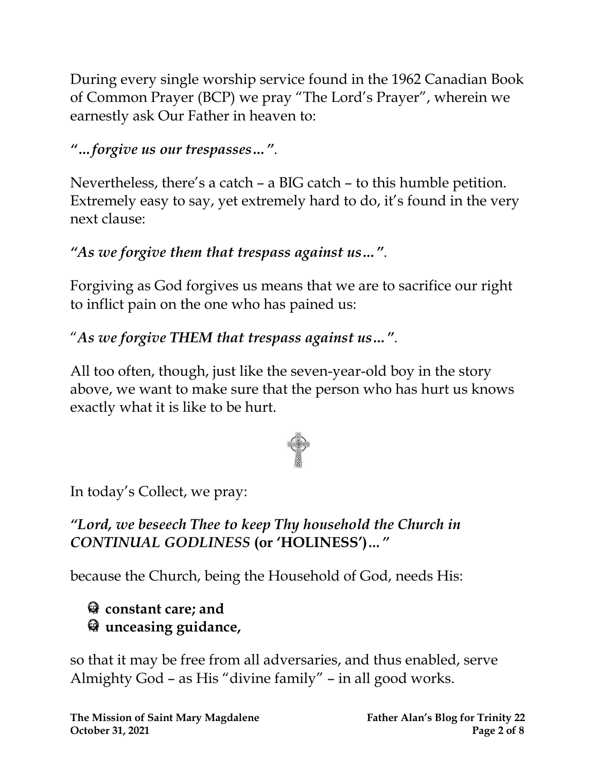During every single worship service found in the 1962 Canadian Book of Common Prayer (BCP) we pray "The Lord's Prayer", wherein we earnestly ask Our Father in heaven to:

***"…forgive us our trespasses…"***.

Nevertheless, there's a catch – a BIG catch – to this humble petition. Extremely easy to say, yet extremely hard to do, it's found in the very next clause:

***"As we forgive them that trespass against us…"***.

Forgiving as God forgives us means that we are to sacrifice our right to inflict pain on the one who has pained us:

"***As we forgive THEM that trespass against us…"***.

All too often, though, just like the seven-year-old boy in the story above, we want to make sure that the person who has hurt us knows exactly what it is like to be hurt.

In today's Collect, we pray:

***"Lord, we beseech Thee to keep Thy household the Church in CONTINUAL GODLINESS* (or 'HOLINESS')*…"***

because the Church, being the Household of God, needs His:

- **constant care; and**
- **unceasing guidance,**

so that it may be free from all adversaries, and thus enabled, serve Almighty God – as His "divine family" – in all good works.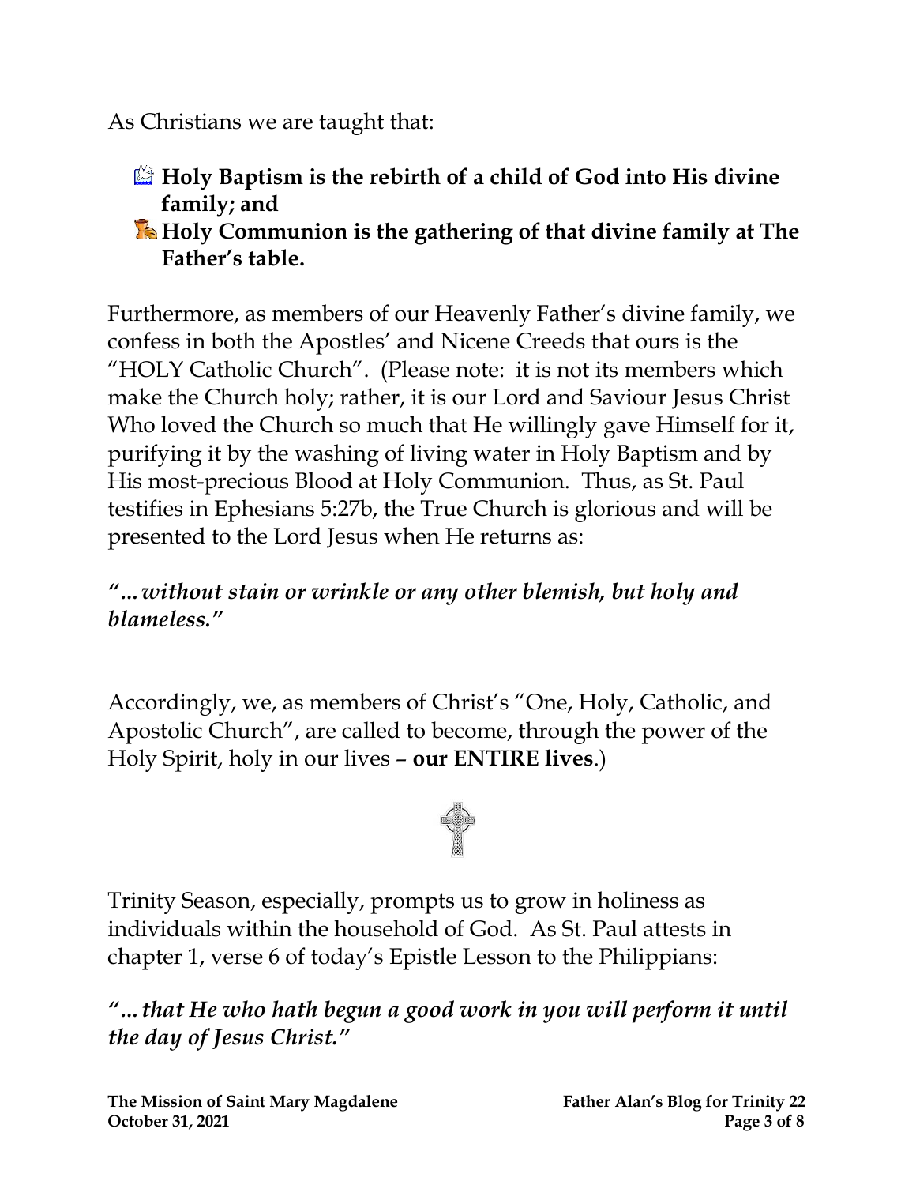As Christians we are taught that:

- **Holy Baptism is the rebirth of a child of God into His divine family; and**
- **Holy Communion is the gathering of that divine family at The Father's table.**

Furthermore, as members of our Heavenly Father's divine family, we confess in both the Apostles' and Nicene Creeds that ours is the "HOLY Catholic Church". (Please note: it is not its members which make the Church holy; rather, it is our Lord and Saviour Jesus Christ Who loved the Church so much that He willingly gave Himself for it, purifying it by the washing of living water in Holy Baptism and by His most-precious Blood at Holy Communion. Thus, as St. Paul testifies in Ephesians 5:27b, the True Church is glorious and will be presented to the Lord Jesus when He returns as:

***"…without stain or wrinkle or any other blemish, but holy and blameless."***

Accordingly, we, as members of Christ's "One, Holy, Catholic, and Apostolic Church", are called to become, through the power of the Holy Spirit, holy in our lives – **our ENTIRE lives**.)

Trinity Season, especially, prompts us to grow in holiness as individuals within the household of God. As St. Paul attests in chapter 1, verse 6 of today's Epistle Lesson to the Philippians:

***"…that He who hath begun a good work in you will perform it until the day of Jesus Christ."***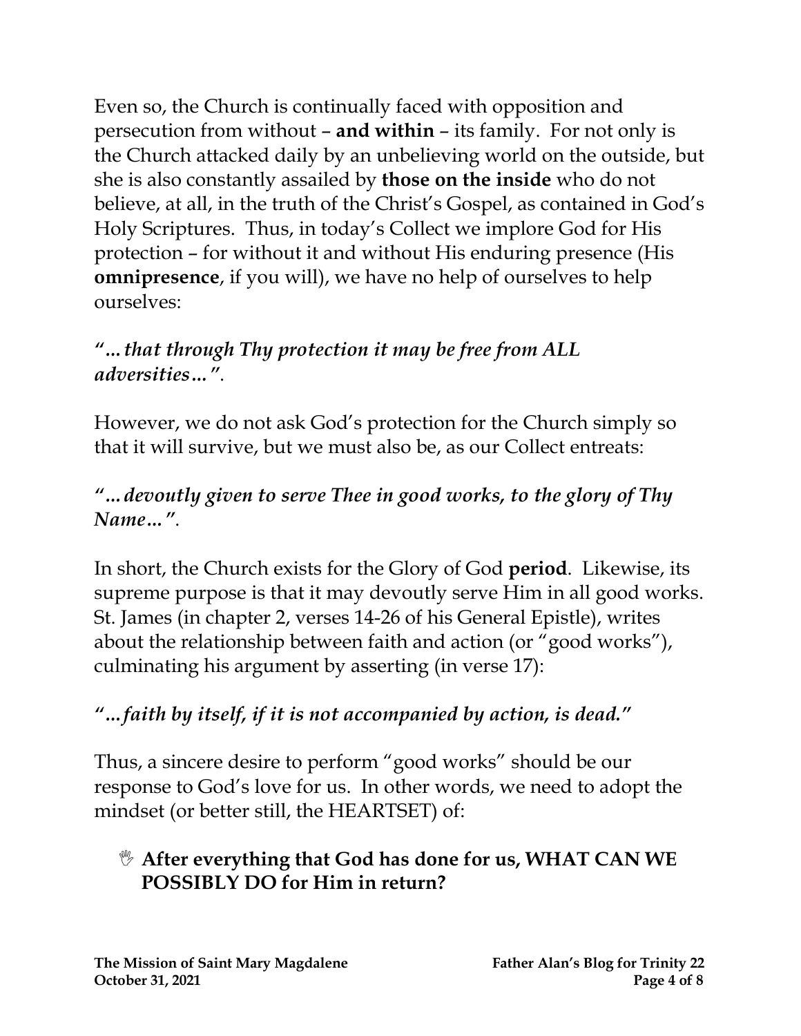Even so, the Church is continually faced with opposition and persecution from without – **and within** – its family. For not only is the Church attacked daily by an unbelieving world on the outside, but she is also constantly assailed by **those on the inside** who do not believe, at all, in the truth of the Christ's Gospel, as contained in God's Holy Scriptures. Thus, in today's Collect we implore God for His protection – for without it and without His enduring presence (His **omnipresence**, if you will), we have no help of ourselves to help ourselves:

***"…that through Thy protection it may be free from ALL adversities…"***.

However, we do not ask God's protection for the Church simply so that it will survive, but we must also be, as our Collect entreats:

***"…devoutly given to serve Thee in good works, to the glory of Thy Name…"***.

In short, the Church exists for the Glory of God **period**. Likewise, its supreme purpose is that it may devoutly serve Him in all good works. St. James (in chapter 2, verses 14-26 of his General Epistle), writes about the relationship between faith and action (or "good works"), culminating his argument by asserting (in verse 17):

***"…faith by itself, if it is not accompanied by action, is dead."***

Thus, a sincere desire to perform "good works" should be our response to God's love for us. In other words, we need to adopt the mindset (or better still, the HEARTSET) of:

- **After everything that God has done for us, WHAT CAN WE POSSIBLY DO for Him in return?**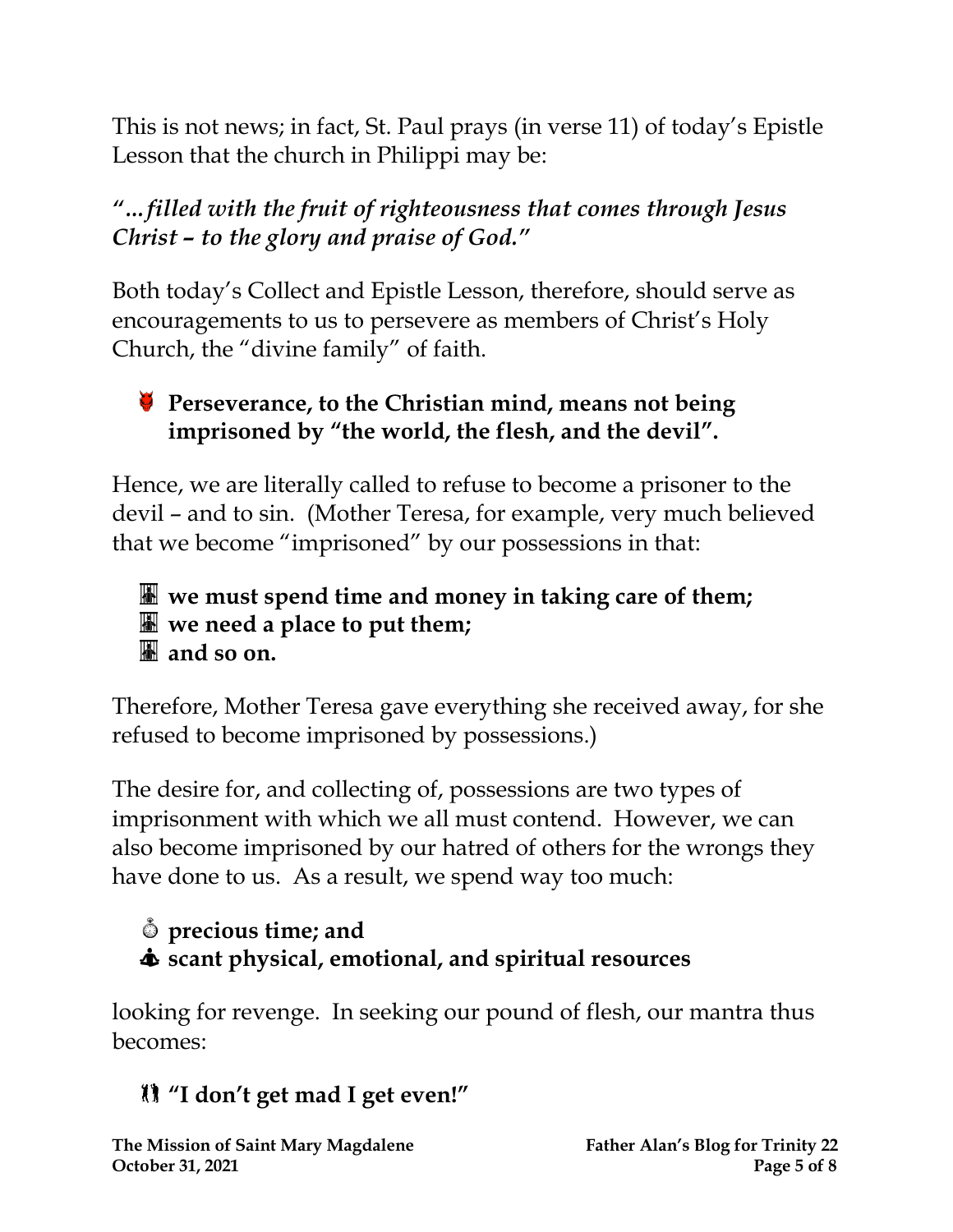This is not news; in fact, St. Paul prays (in verse 11) of today's Epistle Lesson that the church in Philippi may be:

***"…filled with the fruit of righteousness that comes through Jesus Christ – to the glory and praise of God."***

Both today's Collect and Epistle Lesson, therefore, should serve as encouragements to us to persevere as members of Christ's Holy Church, the "divine family" of faith.

- **Perseverance, to the Christian mind, means not being imprisoned by "the world, the flesh, and the devil".**

Hence, we are literally called to refuse to become a prisoner to the devil – and to sin. (Mother Teresa, for example, very much believed that we become "imprisoned" by our possessions in that:

- **we must spend time and money in taking care of them;**
- **we need a place to put them;**
- **and so on.**

Therefore, Mother Teresa gave everything she received away, for she refused to become imprisoned by possessions.)

The desire for, and collecting of, possessions are two types of imprisonment with which we all must contend. However, we can also become imprisoned by our hatred of others for the wrongs they have done to us. As a result, we spend way too much:

- **precious time; and**
- **scant physical, emotional, and spiritual resources**

looking for revenge. In seeking our pound of flesh, our mantra thus becomes:

- **"I don't get mad I get even!"**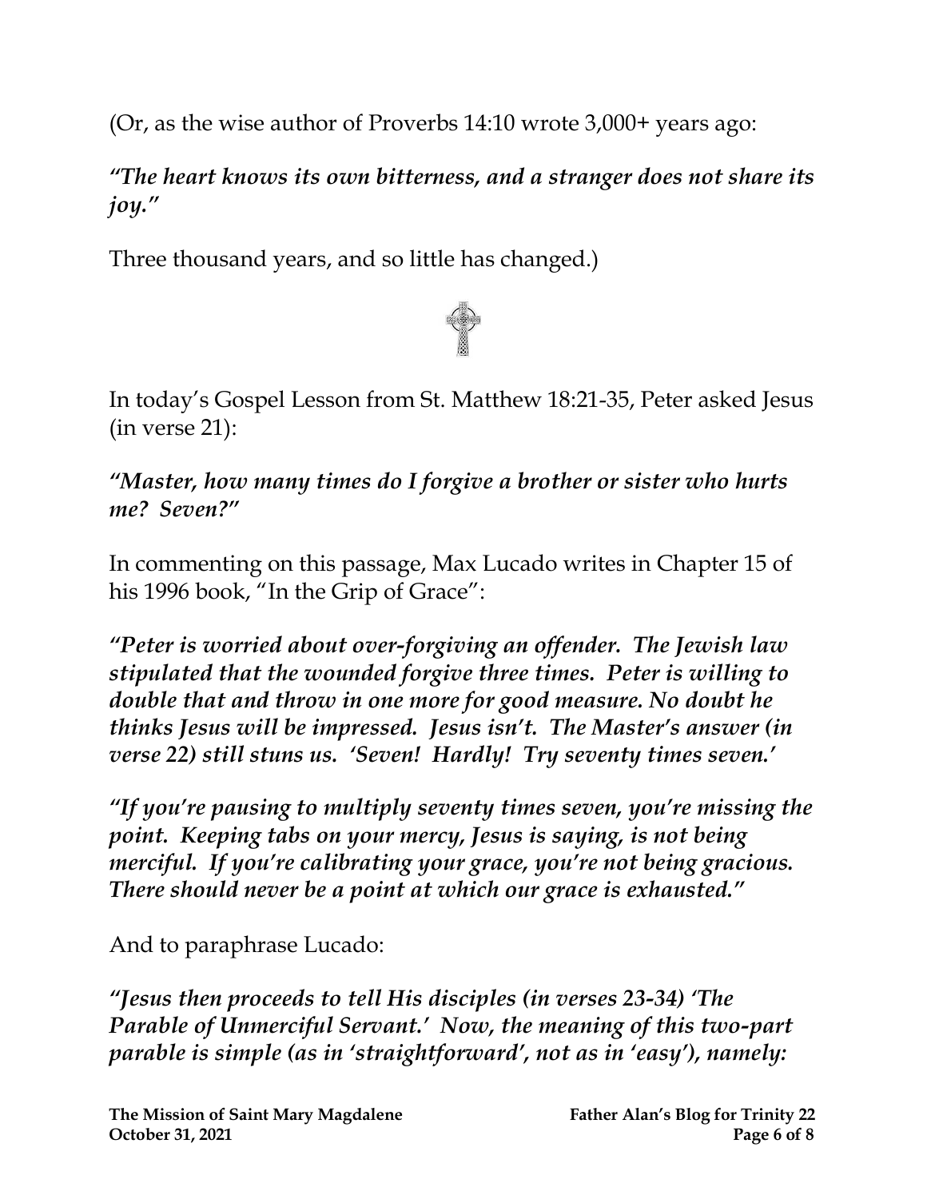(Or, as the wise author of Proverbs 14:10 wrote 3,000+ years ago:

***"The heart knows its own bitterness, and a stranger does not share its joy."***

Three thousand years, and so little has changed.)

In today's Gospel Lesson from St. Matthew 18:21-35, Peter asked Jesus (in verse 21):

***"Master, how many times do I forgive a brother or sister who hurts me? Seven?"***

In commenting on this passage, Max Lucado writes in Chapter 15 of his 1996 book, "In the Grip of Grace":

***"Peter is worried about over-forgiving an offender. The Jewish law stipulated that the wounded forgive three times. Peter is willing to double that and throw in one more for good measure. No doubt he thinks Jesus will be impressed. Jesus isn't. The Master's answer (in verse 22) still stuns us. 'Seven! Hardly! Try seventy times seven.'***

***"If you're pausing to multiply seventy times seven, you're missing the point. Keeping tabs on your mercy, Jesus is saying, is not being merciful. If you're calibrating your grace, you're not being gracious. There should never be a point at which our grace is exhausted."***

And to paraphrase Lucado:

***"Jesus then proceeds to tell His disciples (in verses 23-34) 'The Parable of Unmerciful Servant.' Now, the meaning of this two-part parable is simple (as in 'straightforward', not as in 'easy'), namely:***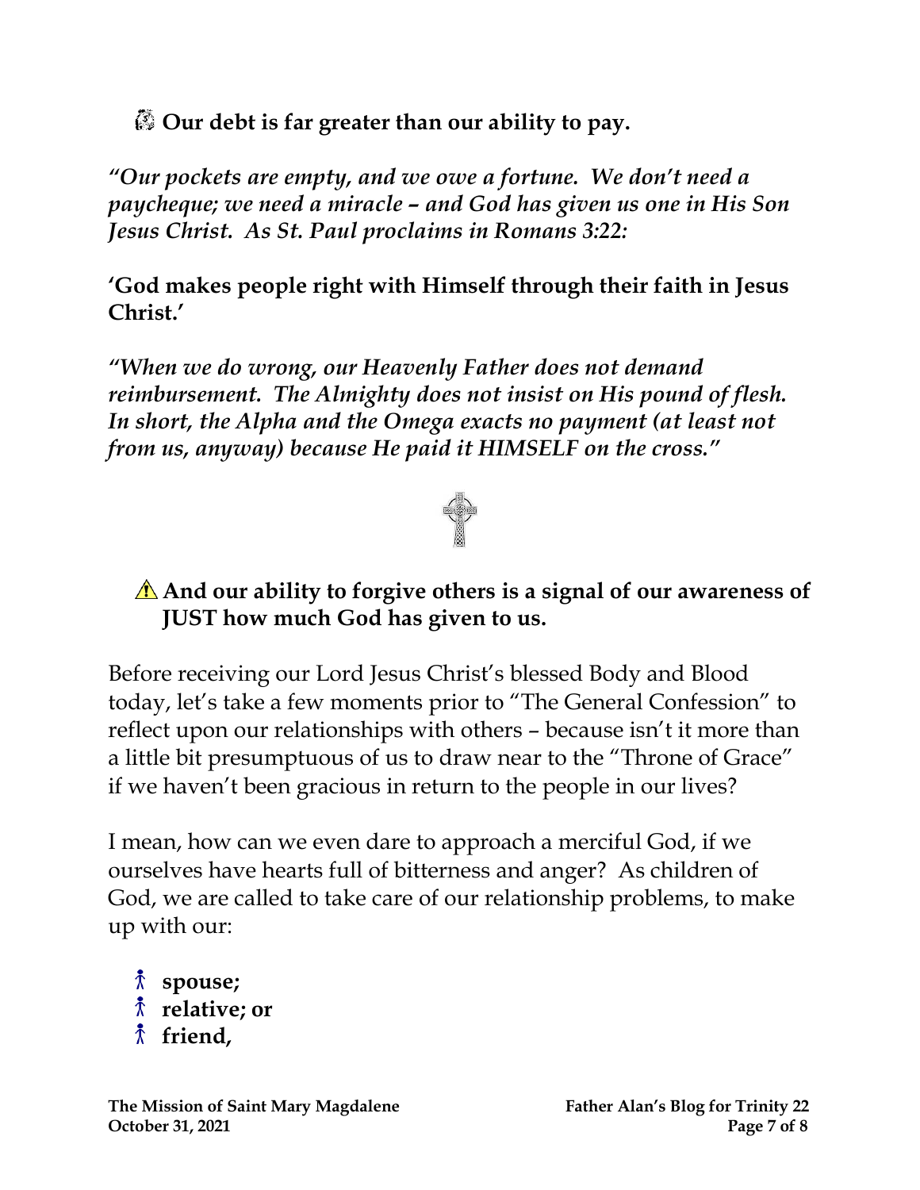**Our debt is far greater than our ability to pay.**

*"Our pockets are empty, and we owe a fortune. We don't need a paycheque; we need a miracle – and God has given us one in His Son Jesus Christ. As St. Paul proclaims in Romans 3:22:*

**'God makes people right with Himself through their faith in Jesus Christ.'**

*"When we do wrong, our Heavenly Father does not demand reimbursement. The Almighty does not insist on His pound of flesh. In short, the Alpha and the Omega exacts no payment (at least not from us, anyway) because He paid it HIMSELF on the cross."*

**And our ability to forgive others is a signal of our awareness of JUST how much God has given to us.**

Before receiving our Lord Jesus Christ's blessed Body and Blood today, let's take a few moments prior to "The General Confession" to reflect upon our relationships with others – because isn't it more than a little bit presumptuous of us to draw near to the "Throne of Grace" if we haven't been gracious in return to the people in our lives?

I mean, how can we even dare to approach a merciful God, if we ourselves have hearts full of bitterness and anger? As children of God, we are called to take care of our relationship problems, to make up with our:

- **spouse;**
- **relative; or**
- **friend,**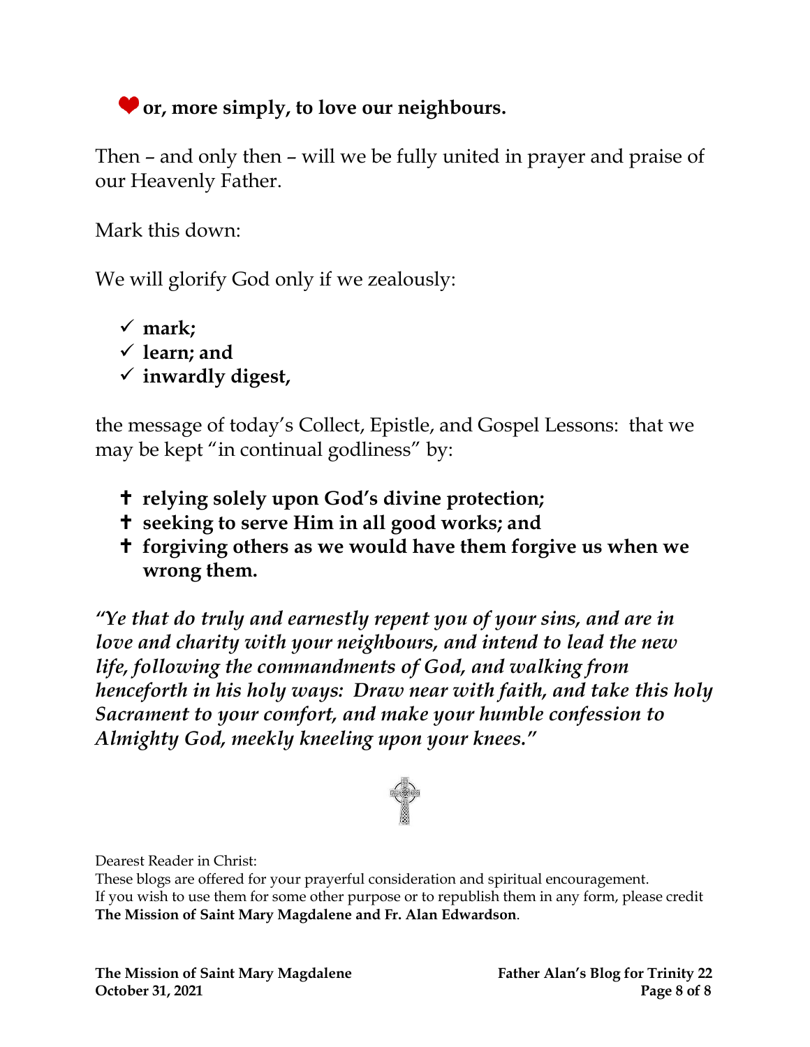❤ **or, more simply, to love our neighbours.**

Then – and only then – will we be fully united in prayer and praise of our Heavenly Father.

Mark this down:

We will glorify God only if we zealously:

- ✓ **mark;**
- ✓ **learn; and**
- ✓ **inwardly digest,**

the message of today's Collect, Epistle, and Gospel Lessons: that we may be kept "in continual godliness" by:

- ✝ **relying solely upon God's divine protection;**
- ✝ **seeking to serve Him in all good works; and**
- ✝ **forgiving others as we would have them forgive us when we wrong them.**

***"Ye that do truly and earnestly repent you of your sins, and are in love and charity with your neighbours, and intend to lead the new life, following the commandments of God, and walking from henceforth in his holy ways: Draw near with faith, and take this holy Sacrament to your comfort, and make your humble confession to Almighty God, meekly kneeling upon your knees."***

Dearest Reader in Christ:
These blogs are offered for your prayerful consideration and spiritual encouragement.
If you wish to use them for some other purpose or to republish them in any form, please credit **The Mission of Saint Mary Magdalene and Fr. Alan Edwardson**.